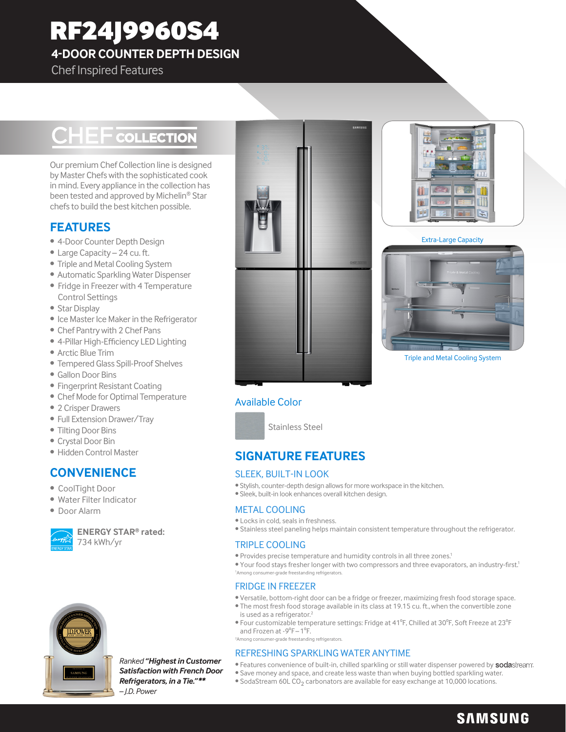# RF24J9960S4

## 4-DOOR COUNTER DEPTH DESIGN

Chef Inspired Features

## CHEF COLLECTION

Our premium Chef Collection line is designed by Master Chefs with the sophisticated cook in mind. Every appliance in the collection has been tested and approved by Michelin® Star chefs to build the best kitchen possible.

## FEATURES

- 4-Door Counter Depth Design
- Large Capacity – 24 cu. ft.
- Triple and Metal Cooling System
- Automatic Sparkling Water Dispenser
- Fridge in Freezer with 4 Temperature Control Settings
- Star Display
- Ice Master Ice Maker in the Refrigerator
- Chef Pantry with 2 Chef Pans
- 4-Pillar High-Efficiency LED Lighting
- Arctic Blue Trim
- Tempered Glass Spill-Proof Shelves
- Gallon Door Bins
- Fingerprint Resistant Coating
- Chef Mode for Optimal Temperature
- 2 Crisper Drawers
- Full Extension Drawer/Tray
- Tilting Door Bins
- Crystal Door Bin
- Hidden Control Master

## CONVENIENCE

- CoolTight Door
- Water Filter Indicator
- Door Alarm

**ENERGY STAR® rated:** 734 kWh/yr

*Ranked **"Highest in Customer Satisfaction with French Door Refrigerators, in a Tie."\*\*** –J.D. Power*

Extra-Large Capacity

Triple and Metal Cooling System

### Available Color

Stainless Steel

## SIGNATURE FEATURES

### SLEEK, BUILT-IN LOOK

- Stylish, counter-depth design allows for more workspace in the kitchen.
- Sleek, built-in look enhances overall kitchen design.

### METAL COOLING

- Locks in cold, seals in freshness.
- Stainless steel paneling helps maintain consistent temperature throughout the refrigerator.

### TRIPLE COOLING

- Provides precise temperature and humidity controls in all three zones.[1]
- Your food stays fresher longer with two compressors and three evaporators, an industry-first.[1]

[1]Among consumer-grade freestanding refrigerators.

### FRIDGE IN FREEZER

- Versatile, bottom-right door can be a fridge or freezer, maximizing fresh food storage space.
- The most fresh food storage available in its class at 19.15 cu. ft., when the convertible zone is used as a refrigerator.[2]
- Four customizable temperature settings: Fridge at 41°F, Chilled at 30°F, Soft Freeze at 23°F and Frozen at -9°F – 1°F.

[2]Among consumer-grade freestanding refrigerators.

### REFRESHING SPARKLING WATER ANYTIME

- Features convenience of built-in, chilled sparkling or still water dispenser powered by sodastream.
- Save money and space, and create less waste than when buying bottled sparkling water.
- SodaStream 60L $CO_2$ carbonators are available for easy exchange at 10,000 locations.

SAMSUNG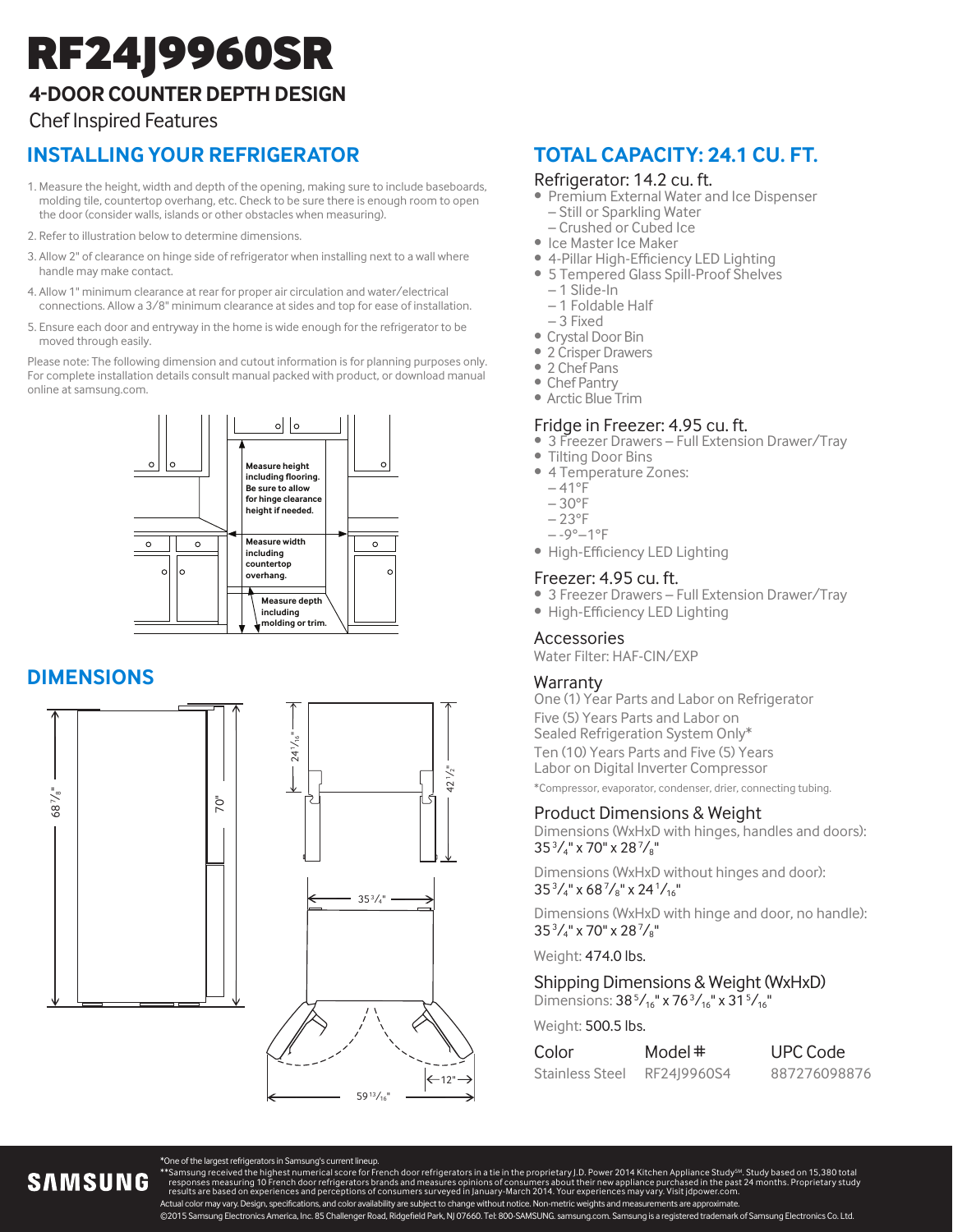# RF24J9960SR

## 4-DOOR COUNTER DEPTH DESIGN

Chef Inspired Features

## INSTALLING YOUR REFRIGERATOR

1. Measure the height, width and depth of the opening, making sure to include baseboards, molding tile, countertop overhang, etc. Check to be sure there is enough room to open the door (consider walls, islands or other obstacles when measuring).
2. Refer to illustration below to determine dimensions.
3. Allow 2" of clearance on hinge side of refrigerator when installing next to a wall where handle may make contact.
4. Allow 1" minimum clearance at rear for proper air circulation and water/electrical connections. Allow a 3/8" minimum clearance at sides and top for ease of installation.
5. Ensure each door and entryway in the home is wide enough for the refrigerator to be moved through easily.

Please note: The following dimension and cutout information is for planning purposes only. For complete installation details consult manual packed with product, or download manual online at samsung.com.

Measure height including flooring. Be sure to allow for hinge clearance height if needed.

Measure width including countertop overhang.

Measure depth including molding or trim.

## DIMENSIONS

68 7/8"

70"

24 1/16"

42 1/2"

35 3/4"

59 13/16"

12"

## TOTAL CAPACITY: 24.1 CU. FT.

### Refrigerator: 14.2 cu. ft.

- Premium External Water and Ice Dispenser
  - Still or Sparkling Water
  - Crushed or Cubed Ice
- Ice Master Ice Maker
- 4-Pillar High-Efficiency LED Lighting
- 5 Tempered Glass Spill-Proof Shelves
  - 1 Slide-In
  - 1 Foldable Half
  - 3 Fixed
- Crystal Door Bin
- 2 Crisper Drawers
- 2 Chef Pans
- Chef Pantry
- Arctic Blue Trim

### Fridge in Freezer: 4.95 cu. ft.

- 3 Freezer Drawers – Full Extension Drawer/Tray
- Tilting Door Bins
- 4 Temperature Zones:
  - 41°F
  - 30°F
  - 23°F
  - -9°–1°F
- High-Efficiency LED Lighting

### Freezer: 4.95 cu. ft.

- 3 Freezer Drawers – Full Extension Drawer/Tray
- High-Efficiency LED Lighting

### Accessories

Water Filter: HAF-CIN/EXP

### Warranty

One (1) Year Parts and Labor on Refrigerator

Five (5) Years Parts and Labor on Sealed Refrigeration System Only*

Ten (10) Years Parts and Five (5) Years Labor on Digital Inverter Compressor

*Compressor, evaporator, condenser, drier, connecting tubing.

### Product Dimensions & Weight

Dimensions (WxHxD with hinges, handles and doors): 35 3/4" x 70" x 28 7/8"

Dimensions (WxHxD without hinges and door): 35 3/4" x 68 7/8" x 24 1/16"

Dimensions (WxHxD with hinge and door, no handle): 35 3/4" x 70" x 28 7/8"

Weight: 474.0 lbs.

### Shipping Dimensions & Weight (WxHxD)

Dimensions: 38 5/16" x 76 3/16" x 31 5/16"

Weight: 500.5 lbs.

| Color | Model # | UPC Code |
|---|---|---|
| Stainless Steel | RF24J9960S4 | 887276098876 |

SAMSUNG

*One of the largest refrigerators in Samsung's current lineup.

**Samsung received the highest numerical score for French door refrigerators in a tie in the proprietary J.D. Power 2014 Kitchen Appliance Study℠. Study based on 15,380 total responses measuring 10 French door refrigerators brands and measures opinions of consumers about their new appliance purchased in the past 24 months. Proprietary study results are based on experiences and perceptions of consumers surveyed in January-March 2014. Your experiences may vary. Visit jdpower.com.

Actual color may vary. Design, specifications, and color availability are subject to change without notice. Non-metric weights and measurements are approximate.

©2015 Samsung Electronics America, Inc. 85 Challenger Road, Ridgefield Park, NJ 07660. Tel: 800-SAMSUNG. samsung.com. Samsung is a registered trademark of Samsung Electronics Co. Ltd.